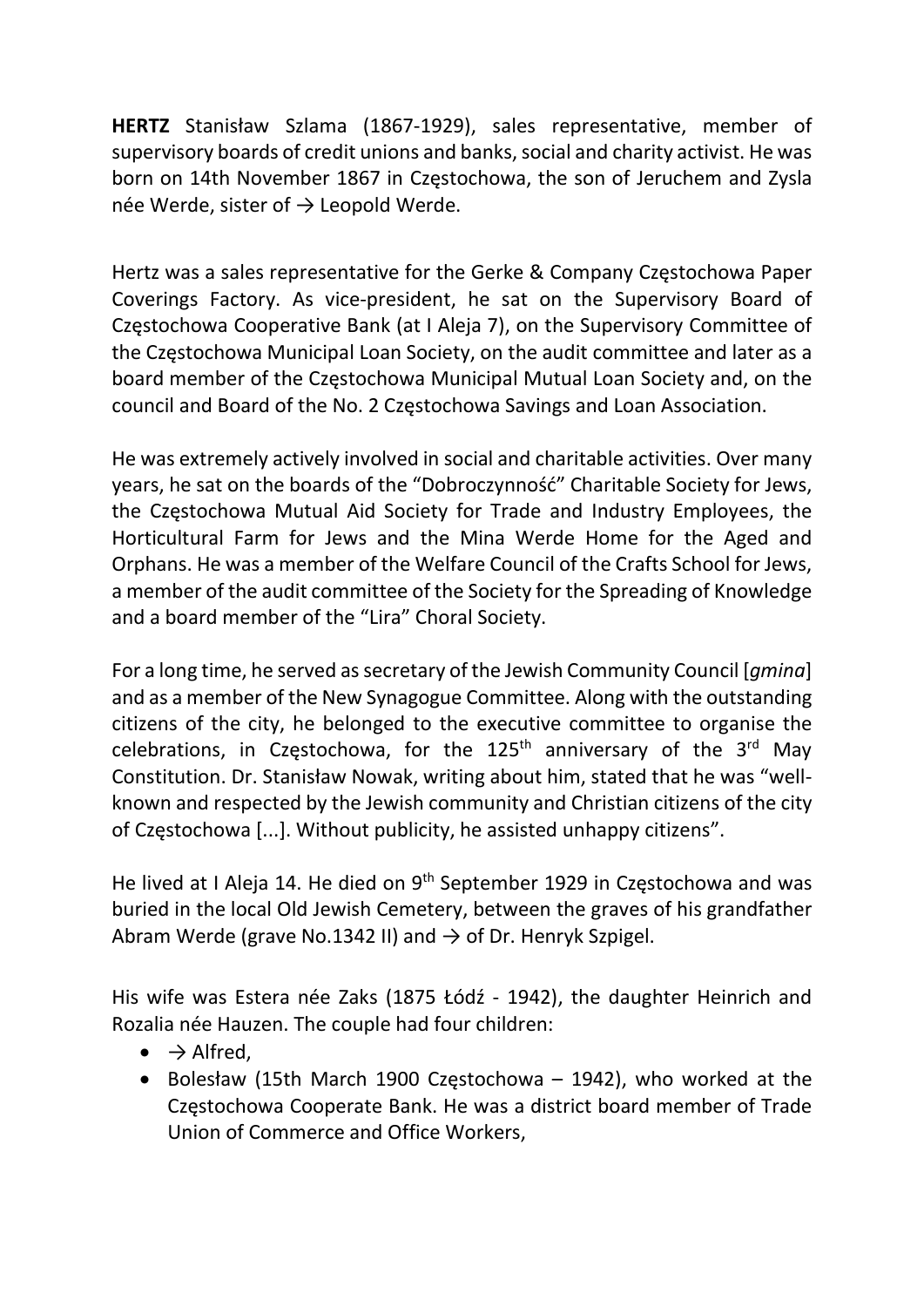**HERTZ** Stanisław Szlama (1867-1929), sales representative, member of supervisory boards of credit unions and banks, social and charity activist. He was born on 14th November 1867 in Częstochowa, the son of Jeruchem and Zysla née Werde, sister of → Leopold Werde.

Hertz was a sales representative for the Gerke & Company Częstochowa Paper Coverings Factory. As vice-president, he sat on the Supervisory Board of Częstochowa Cooperative Bank (at I Aleja 7), on the Supervisory Committee of the Częstochowa Municipal Loan Society, on the audit committee and later as a board member of the Częstochowa Municipal Mutual Loan Society and, on the council and Board of the No. 2 Częstochowa Savings and Loan Association.

He was extremely actively involved in social and charitable activities. Over many years, he sat on the boards of the "Dobroczynność" Charitable Society for Jews, the Częstochowa Mutual Aid Society for Trade and Industry Employees, the Horticultural Farm for Jews and the Mina Werde Home for the Aged and Orphans. He was a member of the Welfare Council of the Crafts School for Jews, a member of the audit committee of the Society for the Spreading of Knowledge and a board member of the "Lira" Choral Society.

For a long time, he served as secretary of the Jewish Community Council [*gmina*] and as a member of the New Synagogue Committee. Along with the outstanding citizens of the city, he belonged to the executive committee to organise the celebrations, in Częstochowa, for the 125th anniversary of the 3rd May Constitution. Dr. Stanisław Nowak, writing about him, stated that he was "well-known and respected by the Jewish community and Christian citizens of the city of Częstochowa [...]. Without publicity, he assisted unhappy citizens".

He lived at I Aleja 14. He died on 9th September 1929 in Częstochowa and was buried in the local Old Jewish Cemetery, between the graves of his grandfather Abram Werde (grave No.1342 II) and → of Dr. Henryk Szpigel.

His wife was Estera née Zaks (1875 Łódź - 1942), the daughter Heinrich and Rozalia née Hauzen. The couple had four children:

- → Alfred,
- Bolesław (15th March 1900 Częstochowa – 1942), who worked at the Częstochowa Cooperate Bank. He was a district board member of Trade Union of Commerce and Office Workers,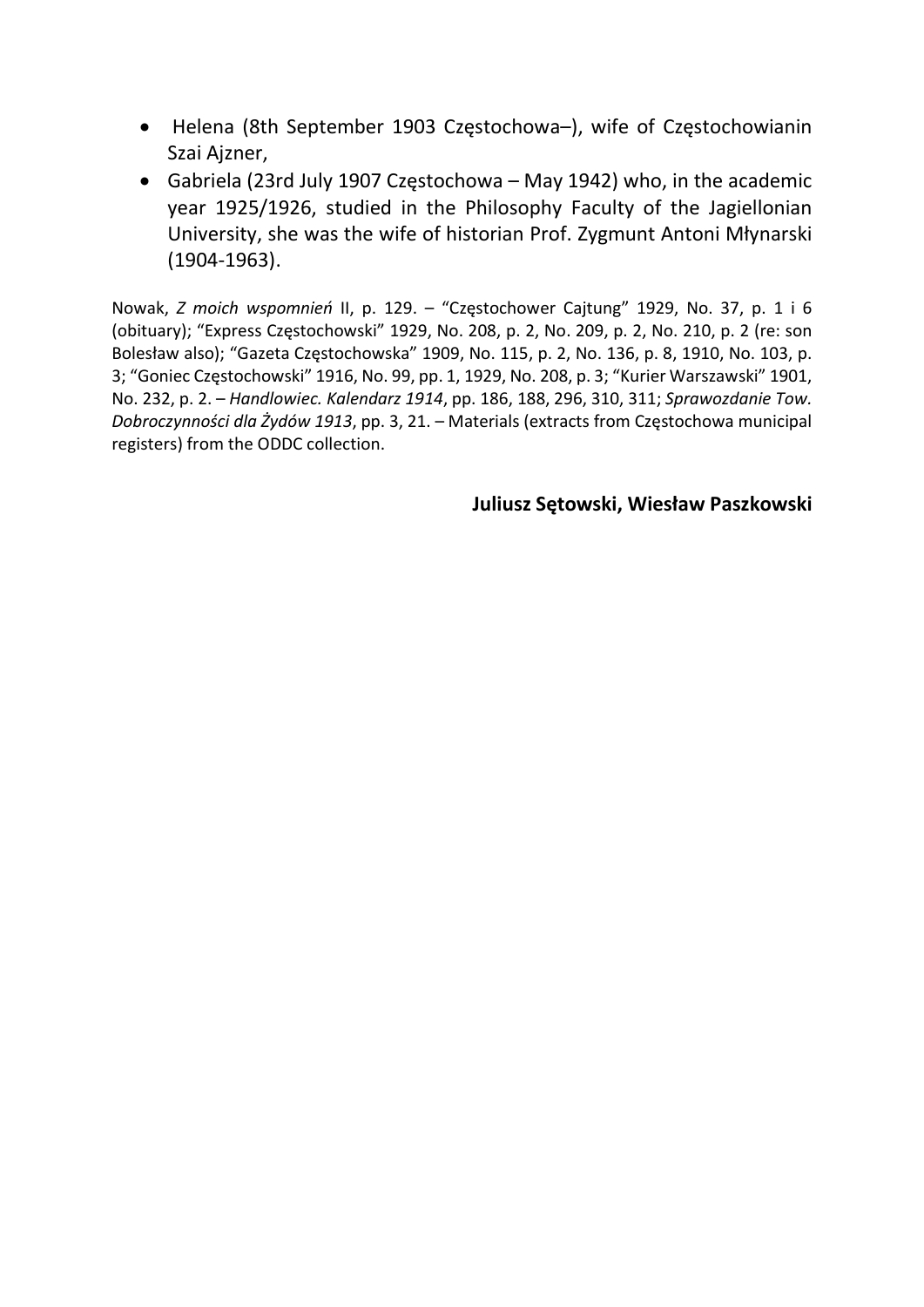- Helena (8th September 1903 Częstochowa–), wife of Częstochowianin Szai Ajzner,
- Gabriela (23rd July 1907 Częstochowa – May 1942) who, in the academic year 1925/1926, studied in the Philosophy Faculty of the Jagiellonian University, she was the wife of historian Prof. Zygmunt Antoni Młynarski (1904-1963).

Nowak, *Z moich wspomnień* II, p. 129. – "Częstochower Cajtung" 1929, No. 37, p. 1 i 6 (obituary); "Express Częstochowski" 1929, No. 208, p. 2, No. 209, p. 2, No. 210, p. 2 (re: son Bolesław also); "Gazeta Częstochowska" 1909, No. 115, p. 2, No. 136, p. 8, 1910, No. 103, p. 3; "Goniec Częstochowski" 1916, No. 99, pp. 1, 1929, No. 208, p. 3; "Kurier Warszawski" 1901, No. 232, p. 2. – *Handlowiec. Kalendarz 1914*, pp. 186, 188, 296, 310, 311; *Sprawozdanie Tow. Dobroczynności dla Żydów 1913*, pp. 3, 21. – Materials (extracts from Częstochowa municipal registers) from the ODDC collection.

**Juliusz Sętowski, Wiesław Paszkowski**